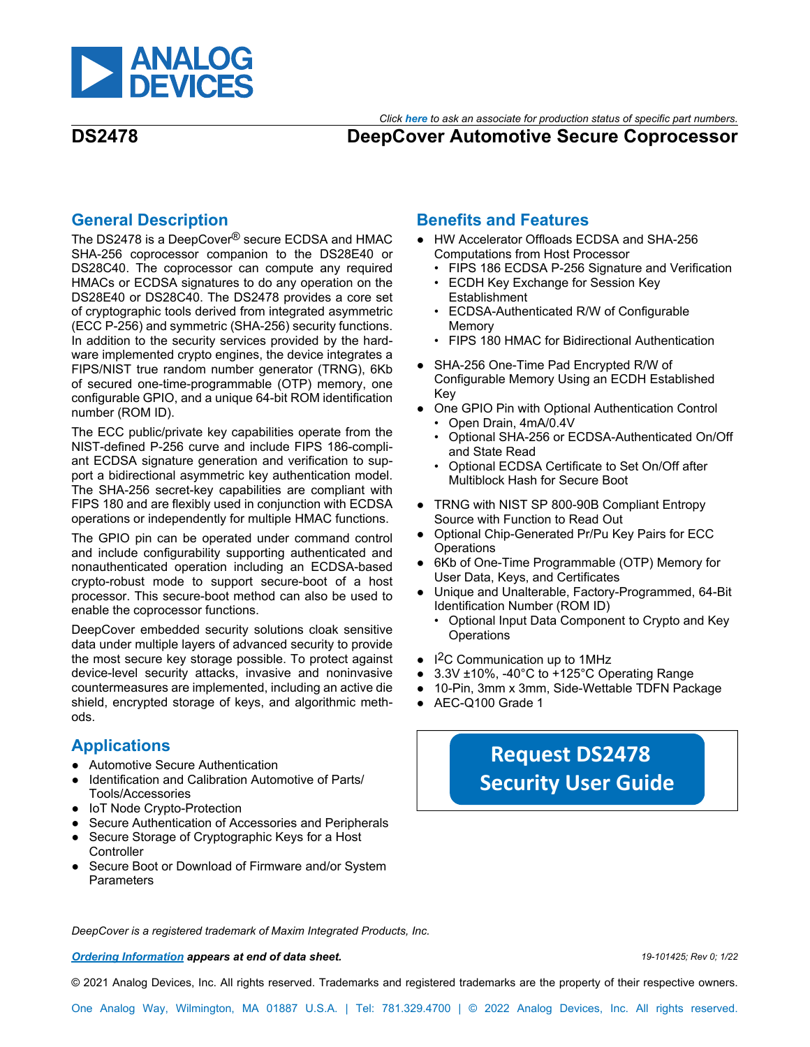*Click **here** to ask an associate for production status of specific part numbers.*

# DS2478 — DeepCover Automotive Secure Coprocessor

## General Description

The DS2478 is a DeepCover® secure ECDSA and HMAC SHA-256 coprocessor companion to the DS28E40 or DS28C40. The coprocessor can compute any required HMACs or ECDSA signatures to do any operation on the DS28E40 or DS28C40. The DS2478 provides a core set of cryptographic tools derived from integrated asymmetric (ECC P-256) and symmetric (SHA-256) security functions. In addition to the security services provided by the hardware implemented crypto engines, the device integrates a FIPS/NIST true random number generator (TRNG), 6Kb of secured one-time-programmable (OTP) memory, one configurable GPIO, and a unique 64-bit ROM identification number (ROM ID).

The ECC public/private key capabilities operate from the NIST-defined P-256 curve and include FIPS 186-compliant ECDSA signature generation and verification to support a bidirectional asymmetric key authentication model. The SHA-256 secret-key capabilities are compliant with FIPS 180 and are flexibly used in conjunction with ECDSA operations or independently for multiple HMAC functions.

The GPIO pin can be operated under command control and include configurability supporting authenticated and nonauthenticated operation including an ECDSA-based crypto-robust mode to support secure-boot of a host processor. This secure-boot method can also be used to enable the coprocessor functions.

DeepCover embedded security solutions cloak sensitive data under multiple layers of advanced security to provide the most secure key storage possible. To protect against device-level security attacks, invasive and noninvasive countermeasures are implemented, including an active die shield, encrypted storage of keys, and algorithmic methods.

## Applications

- Automotive Secure Authentication
- Identification and Calibration Automotive of Parts/Tools/Accessories
- IoT Node Crypto-Protection
- Secure Authentication of Accessories and Peripherals
- Secure Storage of Cryptographic Keys for a Host Controller
- Secure Boot or Download of Firmware and/or System Parameters

## Benefits and Features

- HW Accelerator Offloads ECDSA and SHA-256 Computations from Host Processor
  - FIPS 186 ECDSA P-256 Signature and Verification
  - ECDH Key Exchange for Session Key Establishment
  - ECDSA-Authenticated R/W of Configurable Memory
  - FIPS 180 HMAC for Bidirectional Authentication
- SHA-256 One-Time Pad Encrypted R/W of Configurable Memory Using an ECDH Established Key
- One GPIO Pin with Optional Authentication Control
  - Open Drain, 4mA/0.4V
  - Optional SHA-256 or ECDSA-Authenticated On/Off and State Read
  - Optional ECDSA Certificate to Set On/Off after Multiblock Hash for Secure Boot
- TRNG with NIST SP 800-90B Compliant Entropy Source with Function to Read Out
- Optional Chip-Generated Pr/Pu Key Pairs for ECC Operations
- 6Kb of One-Time Programmable (OTP) Memory for User Data, Keys, and Certificates
- Unique and Unalterable, Factory-Programmed, 64-Bit Identification Number (ROM ID)
  - Optional Input Data Component to Crypto and Key Operations
- I²C Communication up to 1MHz
- 3.3V ±10%, -40°C to +125°C Operating Range
- 10-Pin, 3mm x 3mm, Side-Wettable TDFN Package
- AEC-Q100 Grade 1

**Request DS2478 Security User Guide**

*DeepCover is a registered trademark of Maxim Integrated Products, Inc.*

***Ordering Information** appears at end of data sheet.*

19-101425; Rev 0; 1/22

© 2021 Analog Devices, Inc. All rights reserved. Trademarks and registered trademarks are the property of their respective owners.

One Analog Way, Wilmington, MA 01887 U.S.A. | Tel: 781.329.4700 | © 2022 Analog Devices, Inc. All rights reserved.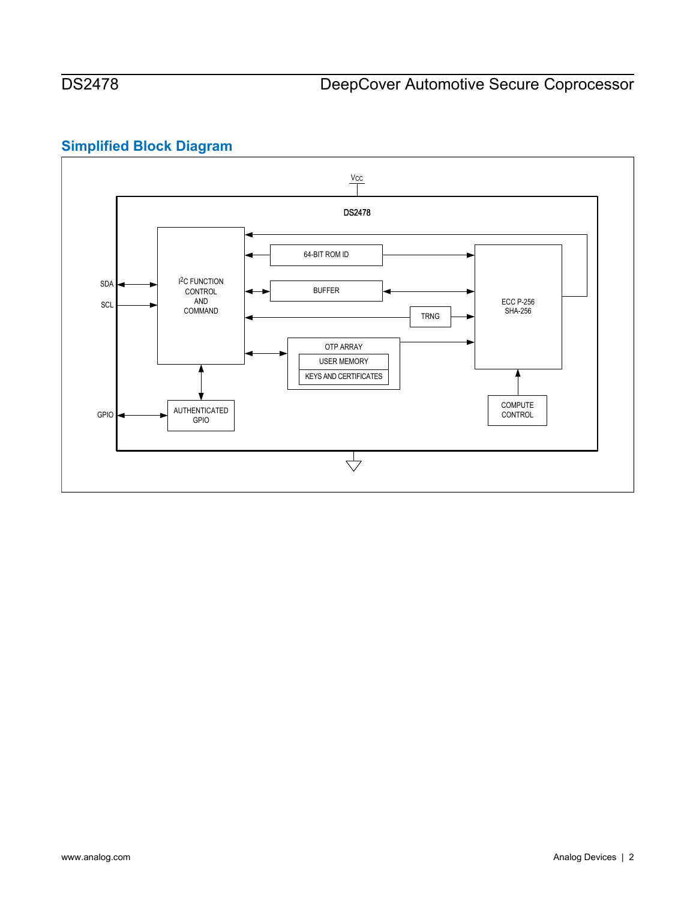## Simplified Block Diagram

VCC

DS2478

SDA

SCL

I2C FUNCTION CONTROL AND COMMAND

64-BIT ROM ID

BUFFER

TRNG

OTP ARRAY

USER MEMORY

KEYS AND CERTIFICATES

ECC P-256 SHA-256

COMPUTE CONTROL

GPIO

AUTHENTICATED GPIO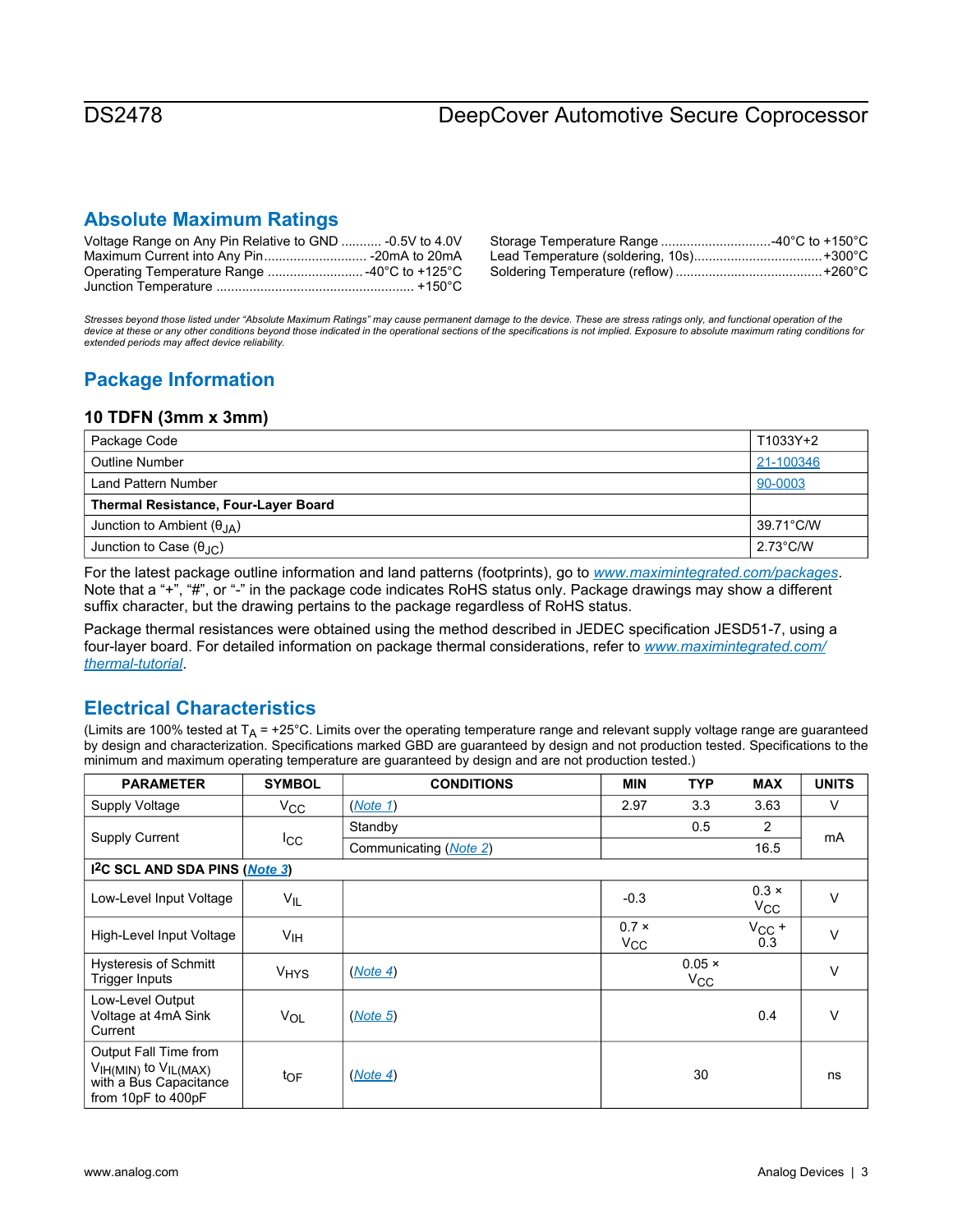## Absolute Maximum Ratings

Voltage Range on Any Pin Relative to GND .......... -0.5V to 4.0V
Maximum Current into Any Pin............................ -20mA to 20mA
Operating Temperature Range .......................... -40°C to +125°C
Junction Temperature ..................................................... +150°C
Storage Temperature Range .............................-40°C to +150°C
Lead Temperature (soldering, 10s)...................................+300°C
Soldering Temperature (reflow) .......................................+260°C

*Stresses beyond those listed under "Absolute Maximum Ratings" may cause permanent damage to the device. These are stress ratings only, and functional operation of the device at these or any other conditions beyond those indicated in the operational sections of the specifications is not implied. Exposure to absolute maximum rating conditions for extended periods may affect device reliability.*

## Package Information

### 10 TDFN (3mm x 3mm)

| | |
|---|---|
| Package Code | T1033Y+2 |
| Outline Number | 21-100346 |
| Land Pattern Number | 90-0003 |
| **Thermal Resistance, Four-Layer Board** | |
| Junction to Ambient ($\theta_{JA}$) | 39.71°C/W |
| Junction to Case ($\theta_{JC}$) | 2.73°C/W |

For the latest package outline information and land patterns (footprints), go to *www.maximintegrated.com/packages*. Note that a "+", "#", or "-" in the package code indicates RoHS status only. Package drawings may show a different suffix character, but the drawing pertains to the package regardless of RoHS status.

Package thermal resistances were obtained using the method described in JEDEC specification JESD51-7, using a four-layer board. For detailed information on package thermal considerations, refer to *www.maximintegrated.com/thermal-tutorial*.

## Electrical Characteristics

(Limits are 100% tested at $T_A$ = +25°C. Limits over the operating temperature range and relevant supply voltage range are guaranteed by design and characterization. Specifications marked GBD are guaranteed by design and not production tested. Specifications to the minimum and maximum operating temperature are guaranteed by design and are not production tested.)

| PARAMETER | SYMBOL | CONDITIONS | MIN | TYP | MAX | UNITS |
|---|---|---|---|---|---|---|
| Supply Voltage | $V_{CC}$ | (Note 1) | 2.97 | 3.3 | 3.63 | V |
| Supply Current | $I_{CC}$ | Standby | | 0.5 | 2 | mA |
| | | Communicating (Note 2) | | | 16.5 | |
| **I2C SCL AND SDA PINS (Note 3)** | | | | | | |
| Low-Level Input Voltage | $V_{IL}$ | | -0.3 | | 0.3 × $V_{CC}$ | V |
| High-Level Input Voltage | $V_{IH}$ | | 0.7 × $V_{CC}$ | | $V_{CC}$ + 0.3 | V |
| Hysteresis of Schmitt Trigger Inputs | $V_{HYS}$ | (Note 4) | | 0.05 × $V_{CC}$ | | V |
| Low-Level Output Voltage at 4mA Sink Current | $V_{OL}$ | (Note 5) | | | 0.4 | V |
| Output Fall Time from $V_{IH(MIN)}$ to $V_{IL(MAX)}$ with a Bus Capacitance from 10pF to 400pF | $t_{OF}$ | (Note 4) | | 30 | | ns |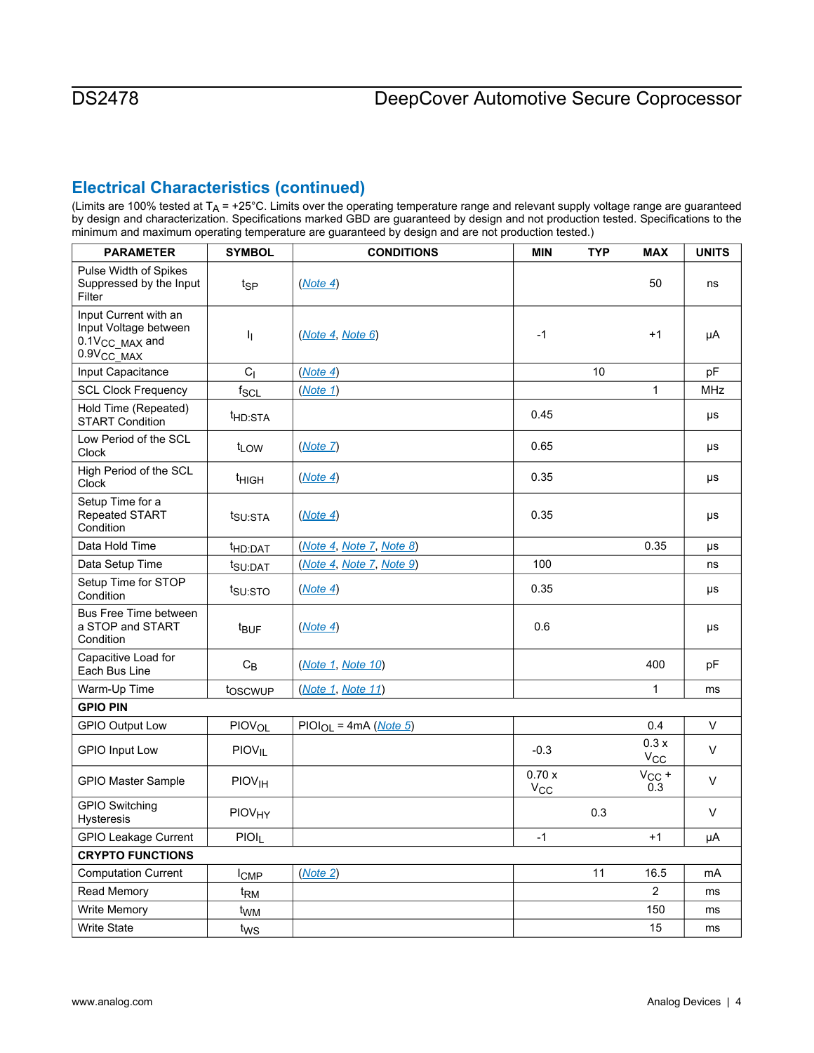## Electrical Characteristics (continued)

(Limits are 100% tested at $T_A$ = +25°C. Limits over the operating temperature range and relevant supply voltage range are guaranteed by design and characterization. Specifications marked GBD are guaranteed by design and not production tested. Specifications to the minimum and maximum operating temperature are guaranteed by design and are not production tested.)

| PARAMETER | SYMBOL | CONDITIONS | MIN | TYP | MAX | UNITS |
|---|---|---|---|---|---|---|
| Pulse Width of Spikes Suppressed by the Input Filter | $t_{SP}$ | (Note 4) | | | 50 | ns |
| Input Current with an Input Voltage between $0.1V_{CC\_MAX}$ and $0.9V_{CC\_MAX}$ | $I_I$ | (Note 4, Note 6) | -1 | | +1 | µA |
| Input Capacitance | $C_I$ | (Note 4) | | 10 | | pF |
| SCL Clock Frequency | $f_{SCL}$ | (Note 1) | | | 1 | MHz |
| Hold Time (Repeated) START Condition | $t_{HD:STA}$ | | 0.45 | | | µs |
| Low Period of the SCL Clock | $t_{LOW}$ | (Note 7) | 0.65 | | | µs |
| High Period of the SCL Clock | $t_{HIGH}$ | (Note 4) | 0.35 | | | µs |
| Setup Time for a Repeated START Condition | $t_{SU:STA}$ | (Note 4) | 0.35 | | | µs |
| Data Hold Time | $t_{HD:DAT}$ | (Note 4, Note 7, Note 8) | | | 0.35 | µs |
| Data Setup Time | $t_{SU:DAT}$ | (Note 4, Note 7, Note 9) | 100 | | | ns |
| Setup Time for STOP Condition | $t_{SU:STO}$ | (Note 4) | 0.35 | | | µs |
| Bus Free Time between a STOP and START Condition | $t_{BUF}$ | (Note 4) | 0.6 | | | µs |
| Capacitive Load for Each Bus Line | $C_B$ | (Note 1, Note 10) | | | 400 | pF |
| Warm-Up Time | $t_{OSCWUP}$ | (Note 1, Note 11) | | | 1 | ms |
| **GPIO PIN** | | | | | | |
| GPIO Output Low | $PIOV_{OL}$ | $PIOI_{OL}$ = 4mA (Note 5) | | | 0.4 | V |
| GPIO Input Low | $PIOV_{IL}$ | | -0.3 | | 0.3 x $V_{CC}$ | V |
| GPIO Master Sample | $PIOV_{IH}$ | | 0.70 x $V_{CC}$ | | $V_{CC}$ + 0.3 | V |
| GPIO Switching Hysteresis | $PIOV_{HY}$ | | | 0.3 | | V |
| GPIO Leakage Current | $PIOI_L$ | | -1 | | +1 | µA |
| **CRYPTO FUNCTIONS** | | | | | | |
| Computation Current | $I_{CMP}$ | (Note 2) | | 11 | 16.5 | mA |
| Read Memory | $t_{RM}$ | | | | 2 | ms |
| Write Memory | $t_{WM}$ | | | | 150 | ms |
| Write State | $t_{WS}$ | | | | 15 | ms |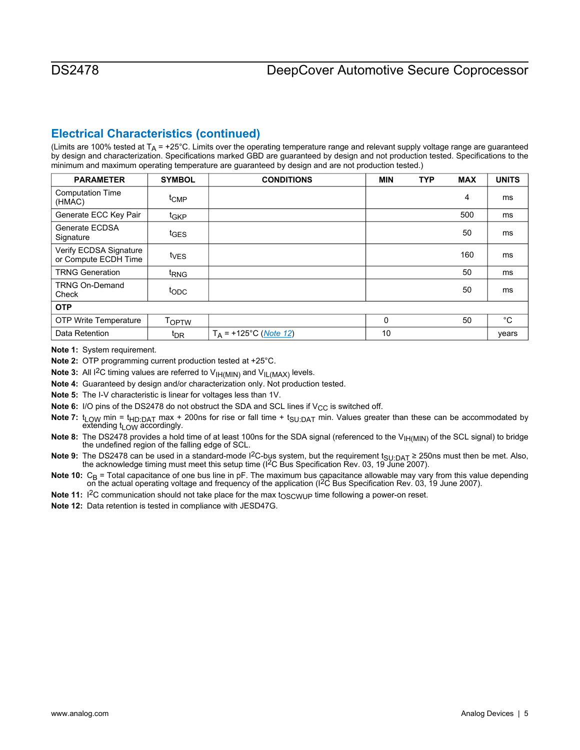## Electrical Characteristics (continued)

(Limits are 100% tested at $T_A$ = +25°C. Limits over the operating temperature range and relevant supply voltage range are guaranteed by design and characterization. Specifications marked GBD are guaranteed by design and not production tested. Specifications to the minimum and maximum operating temperature are guaranteed by design and are not production tested.)

| PARAMETER | SYMBOL | CONDITIONS | MIN | TYP | MAX | UNITS |
|---|---|---|---|---|---|---|
| Computation Time (HMAC) | $t_{CMP}$ | | | | 4 | ms |
| Generate ECC Key Pair | $t_{GKP}$ | | | | 500 | ms |
| Generate ECDSA Signature | $t_{GES}$ | | | | 50 | ms |
| Verify ECDSA Signature or Compute ECDH Time | $t_{VES}$ | | | | 160 | ms |
| TRNG Generation | $t_{RNG}$ | | | | 50 | ms |
| TRNG On-Demand Check | $t_{ODC}$ | | | | 50 | ms |
| **OTP** | | | | | | |
| OTP Write Temperature | $T_{OPTW}$ | | 0 | | 50 | °C |
| Data Retention | $t_{DR}$ | $T_A$ = +125°C (Note 12) | 10 | | | years |

**Note 1:** System requirement.

**Note 2:** OTP programming current production tested at +25°C.

**Note 3:** All I²C timing values are referred to $V_{IH(MIN)}$ and $V_{IL(MAX)}$ levels.

**Note 4:** Guaranteed by design and/or characterization only. Not production tested.

**Note 5:** The I-V characteristic is linear for voltages less than 1V.

**Note 6:** I/O pins of the DS2478 do not obstruct the SDA and SCL lines if $V_{CC}$ is switched off.

**Note 7:** $t_{LOW}$ min = $t_{HD:DAT}$ max + 200ns for rise or fall time + $t_{SU:DAT}$ min. Values greater than these can be accommodated by extending $t_{LOW}$ accordingly.

**Note 8:** The DS2478 provides a hold time of at least 100ns for the SDA signal (referenced to the $V_{IH(MIN)}$ of the SCL signal) to bridge the undefined region of the falling edge of SCL.

**Note 9:** The DS2478 can be used in a standard-mode I²C-bus system, but the requirement $t_{SU:DAT}$ ≥ 250ns must then be met. Also, the acknowledge timing must meet this setup time (I²C Bus Specification Rev. 03, 19 June 2007).

**Note 10:** $C_B$ = Total capacitance of one bus line in pF. The maximum bus capacitance allowable may vary from this value depending on the actual operating voltage and frequency of the application (I²C Bus Specification Rev. 03, 19 June 2007).

**Note 11:** I²C communication should not take place for the max $t_{OSCWUP}$ time following a power-on reset.

**Note 12:** Data retention is tested in compliance with JESD47G.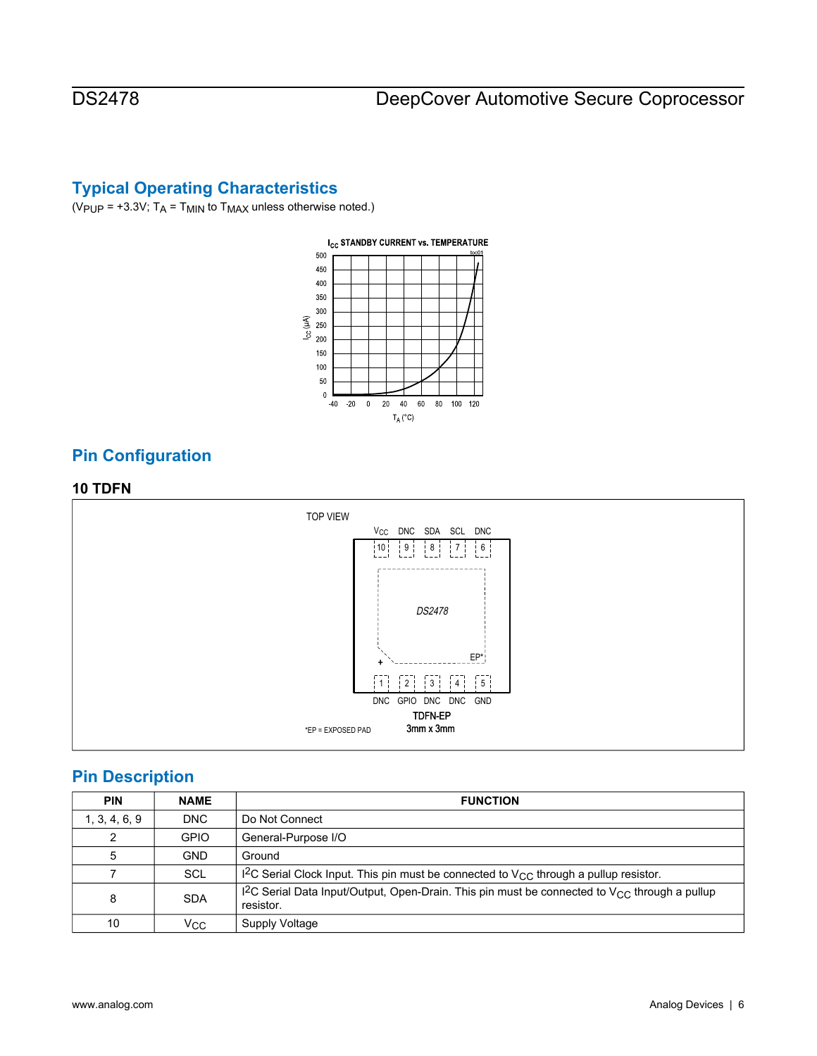## Typical Operating Characteristics

($V_{PUP}$ = +3.3V; $T_A$ = $T_{MIN}$ to $T_{MAX}$ unless otherwise noted.)

## Pin Configuration

### 10 TDFN

## Pin Description

| PIN | NAME | FUNCTION |
|---|---|---|
| 1, 3, 4, 6, 9 | DNC | Do Not Connect |
| 2 | GPIO | General-Purpose I/O |
| 5 | GND | Ground |
| 7 | SCL | $I^2C$ Serial Clock Input. This pin must be connected to $V_{CC}$ through a pullup resistor. |
| 8 | SDA | $I^2C$ Serial Data Input/Output, Open-Drain. This pin must be connected to $V_{CC}$ through a pullup resistor. |
| 10 | $V_{CC}$ | Supply Voltage |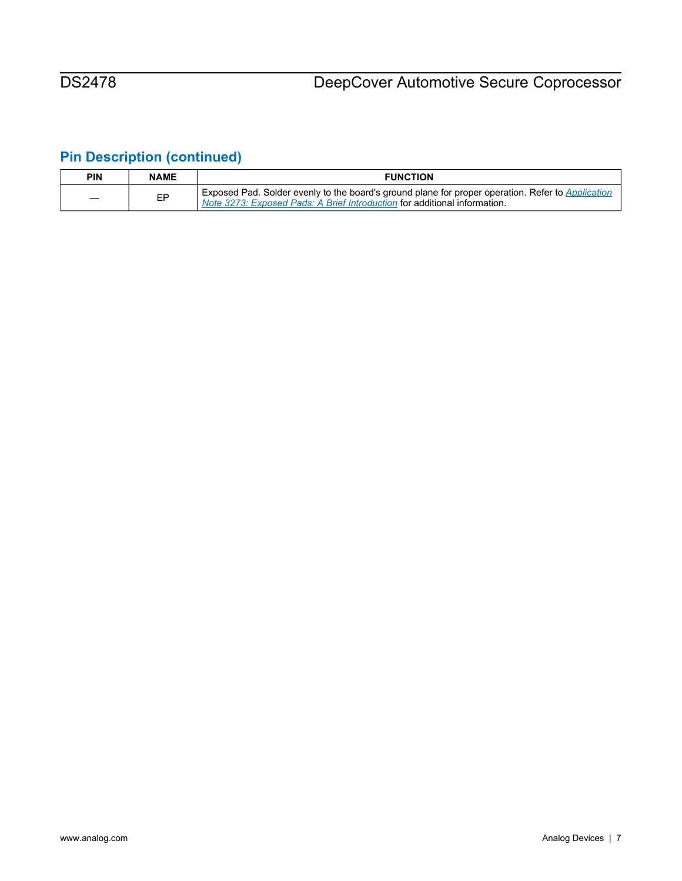## Pin Description (continued)

| PIN | NAME | FUNCTION |
| --- | --- | --- |
| — | EP | Exposed Pad. Solder evenly to the board's ground plane for proper operation. Refer to *Application Note 3273: Exposed Pads: A Brief Introduction* for additional information. |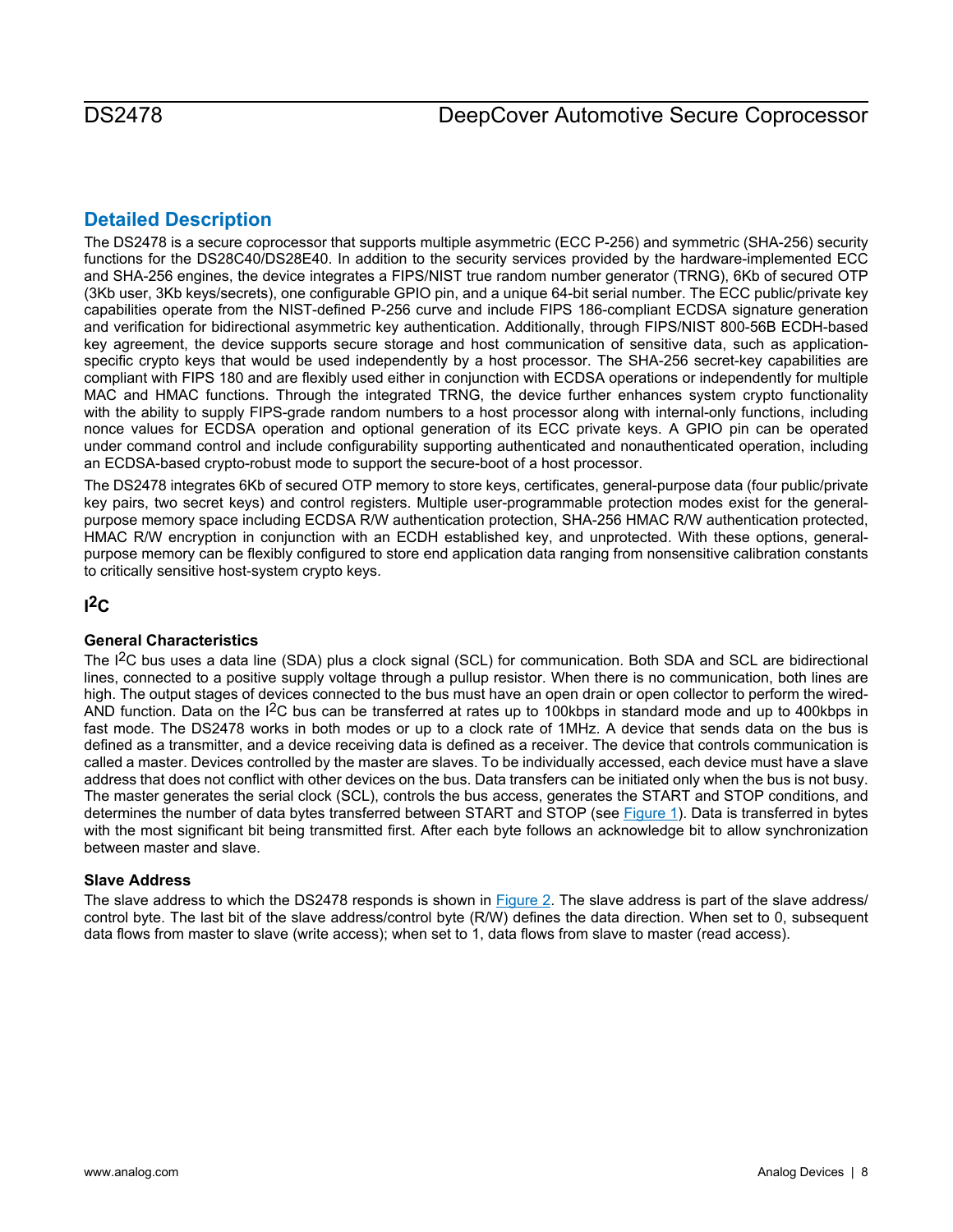## Detailed Description

The DS2478 is a secure coprocessor that supports multiple asymmetric (ECC P-256) and symmetric (SHA-256) security functions for the DS28C40/DS28E40. In addition to the security services provided by the hardware-implemented ECC and SHA-256 engines, the device integrates a FIPS/NIST true random number generator (TRNG), 6Kb of secured OTP (3Kb user, 3Kb keys/secrets), one configurable GPIO pin, and a unique 64-bit serial number. The ECC public/private key capabilities operate from the NIST-defined P-256 curve and include FIPS 186-compliant ECDSA signature generation and verification for bidirectional asymmetric key authentication. Additionally, through FIPS/NIST 800-56B ECDH-based key agreement, the device supports secure storage and host communication of sensitive data, such as application-specific crypto keys that would be used independently by a host processor. The SHA-256 secret-key capabilities are compliant with FIPS 180 and are flexibly used either in conjunction with ECDSA operations or independently for multiple MAC and HMAC functions. Through the integrated TRNG, the device further enhances system crypto functionality with the ability to supply FIPS-grade random numbers to a host processor along with internal-only functions, including nonce values for ECDSA operation and optional generation of its ECC private keys. A GPIO pin can be operated under command control and include configurability supporting authenticated and nonauthenticated operation, including an ECDSA-based crypto-robust mode to support the secure-boot of a host processor.

The DS2478 integrates 6Kb of secured OTP memory to store keys, certificates, general-purpose data (four public/private key pairs, two secret keys) and control registers. Multiple user-programmable protection modes exist for the general-purpose memory space including ECDSA R/W authentication protection, SHA-256 HMAC R/W authentication protected, HMAC R/W encryption in conjunction with an ECDH established key, and unprotected. With these options, general-purpose memory can be flexibly configured to store end application data ranging from nonsensitive calibration constants to critically sensitive host-system crypto keys.

## I²C

### General Characteristics

The I²C bus uses a data line (SDA) plus a clock signal (SCL) for communication. Both SDA and SCL are bidirectional lines, connected to a positive supply voltage through a pullup resistor. When there is no communication, both lines are high. The output stages of devices connected to the bus must have an open drain or open collector to perform the wired-AND function. Data on the I²C bus can be transferred at rates up to 100kbps in standard mode and up to 400kbps in fast mode. The DS2478 works in both modes or up to a clock rate of 1MHz. A device that sends data on the bus is defined as a transmitter, and a device receiving data is defined as a receiver. The device that controls communication is called a master. Devices controlled by the master are slaves. To be individually accessed, each device must have a slave address that does not conflict with other devices on the bus. Data transfers can be initiated only when the bus is not busy. The master generates the serial clock (SCL), controls the bus access, generates the START and STOP conditions, and determines the number of data bytes transferred between START and STOP (see Figure 1). Data is transferred in bytes with the most significant bit being transmitted first. After each byte follows an acknowledge bit to allow synchronization between master and slave.

### Slave Address

The slave address to which the DS2478 responds is shown in Figure 2. The slave address is part of the slave address/control byte. The last bit of the slave address/control byte (R/W) defines the data direction. When set to 0, subsequent data flows from master to slave (write access); when set to 1, data flows from slave to master (read access).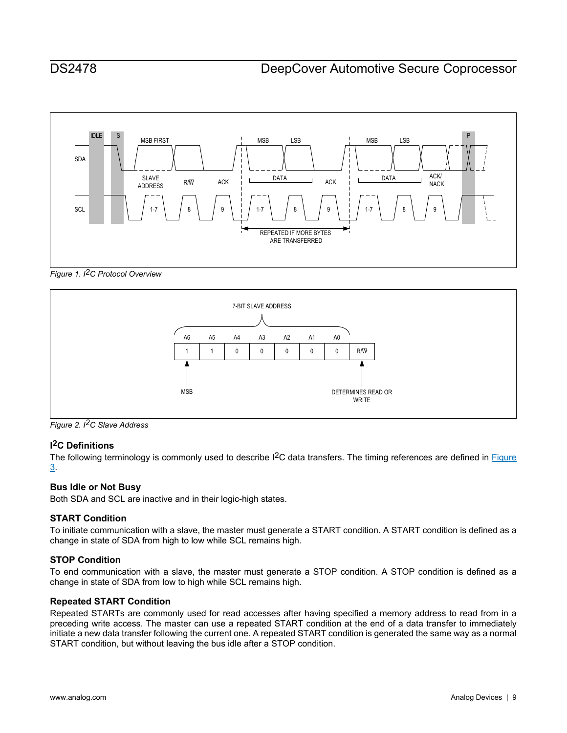Figure 1. I2C Protocol Overview

Figure 2. I2C Slave Address

### I2C Definitions

The following terminology is commonly used to describe I2C data transfers. The timing references are defined in Figure 3.

### Bus Idle or Not Busy

Both SDA and SCL are inactive and in their logic-high states.

### START Condition

To initiate communication with a slave, the master must generate a START condition. A START condition is defined as a change in state of SDA from high to low while SCL remains high.

### STOP Condition

To end communication with a slave, the master must generate a STOP condition. A STOP condition is defined as a change in state of SDA from low to high while SCL remains high.

### Repeated START Condition

Repeated STARTs are commonly used for read accesses after having specified a memory address to read from in a preceding write access. The master can use a repeated START condition at the end of a data transfer to immediately initiate a new data transfer following the current one. A repeated START condition is generated the same way as a normal START condition, but without leaving the bus idle after a STOP condition.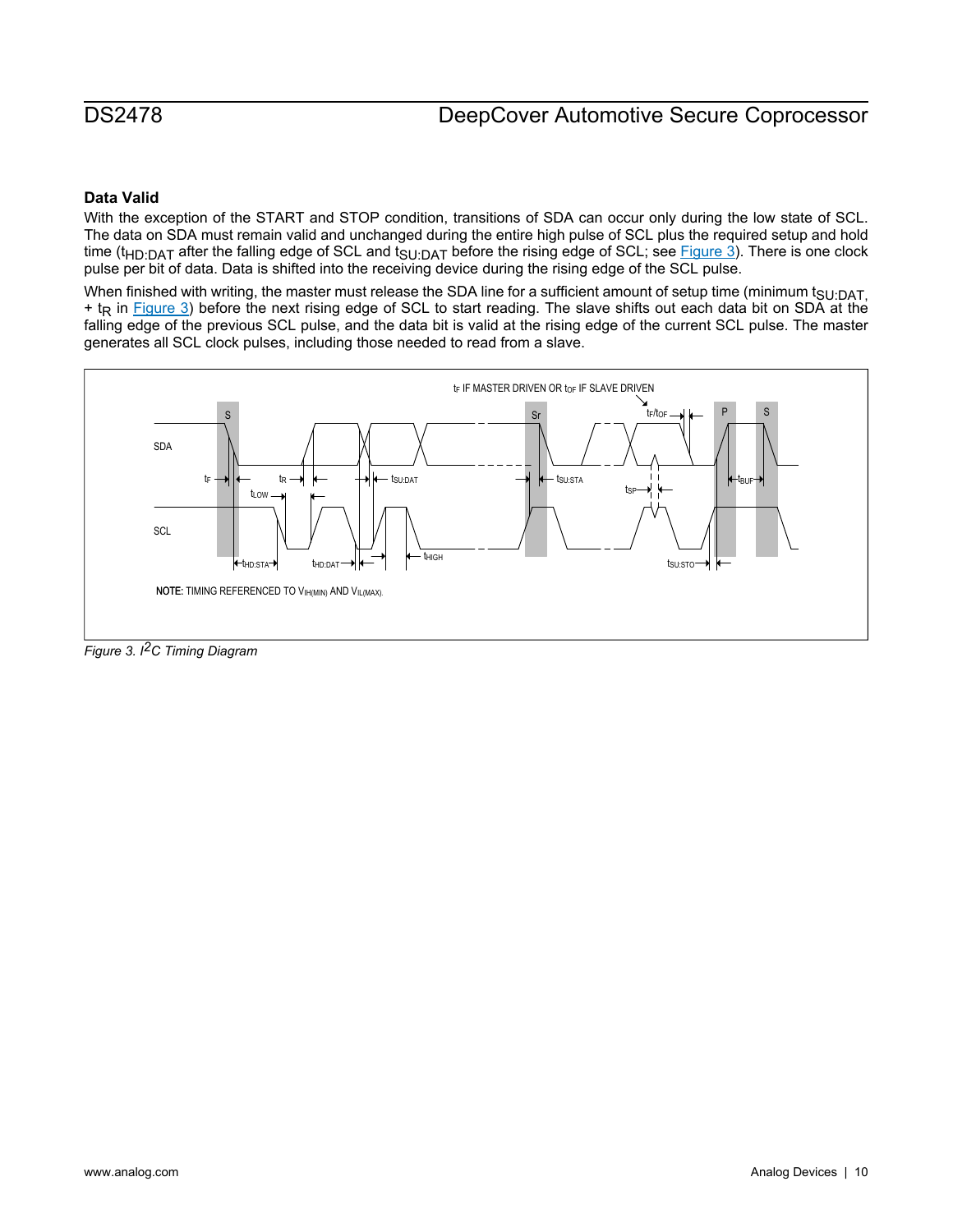### Data Valid

With the exception of the START and STOP condition, transitions of SDA can occur only during the low state of SCL. The data on SDA must remain valid and unchanged during the entire high pulse of SCL plus the required setup and hold time ($t_{HD:DAT}$ after the falling edge of SCL and $t_{SU:DAT}$ before the rising edge of SCL; see Figure 3). There is one clock pulse per bit of data. Data is shifted into the receiving device during the rising edge of the SCL pulse.

When finished with writing, the master must release the SDA line for a sufficient amount of setup time (minimum $t_{SU:DAT}$, + $t_R$ in Figure 3) before the next rising edge of SCL to start reading. The slave shifts out each data bit on SDA at the falling edge of the previous SCL pulse, and the data bit is valid at the rising edge of the current SCL pulse. The master generates all SCL clock pulses, including those needed to read from a slave.

NOTE: TIMING REFERENCED TO $V_{IH(MIN)}$ AND $V_{IL(MAX)}$.

*Figure 3. I²C Timing Diagram*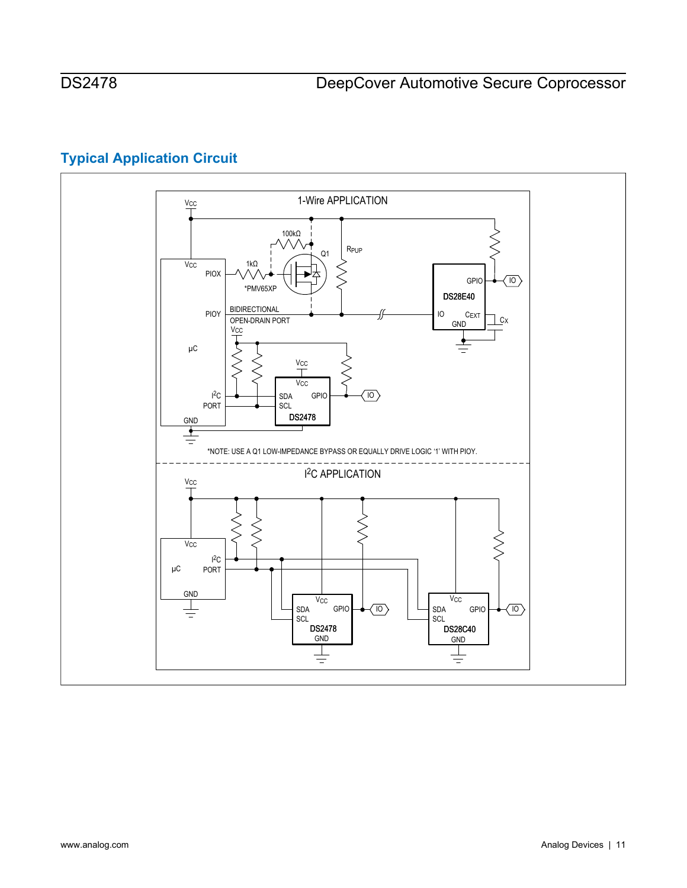## Typical Application Circuit

1-Wire APPLICATION

*NOTE: USE A Q1 LOW-IMPEDANCE BYPASS OR EQUALLY DRIVE LOGIC '1' WITH PIOY.

$I^2C$ APPLICATION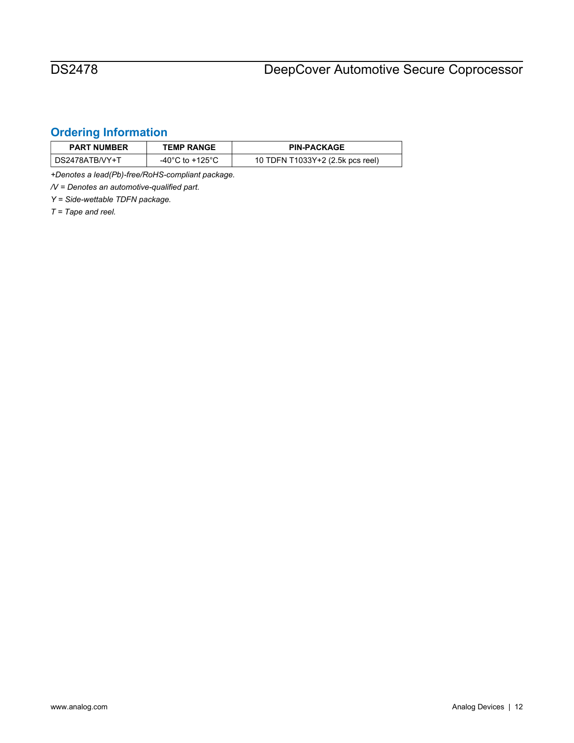## Ordering Information

| PART NUMBER | TEMP RANGE | PIN-PACKAGE |
| --- | --- | --- |
| DS2478ATB/VY+T | -40°C to +125°C | 10 TDFN T1033Y+2 (2.5k pcs reel) |

*+Denotes a lead(Pb)-free/RoHS-compliant package.*

*/V = Denotes an automotive-qualified part.*

*Y = Side-wettable TDFN package.*

*T = Tape and reel.*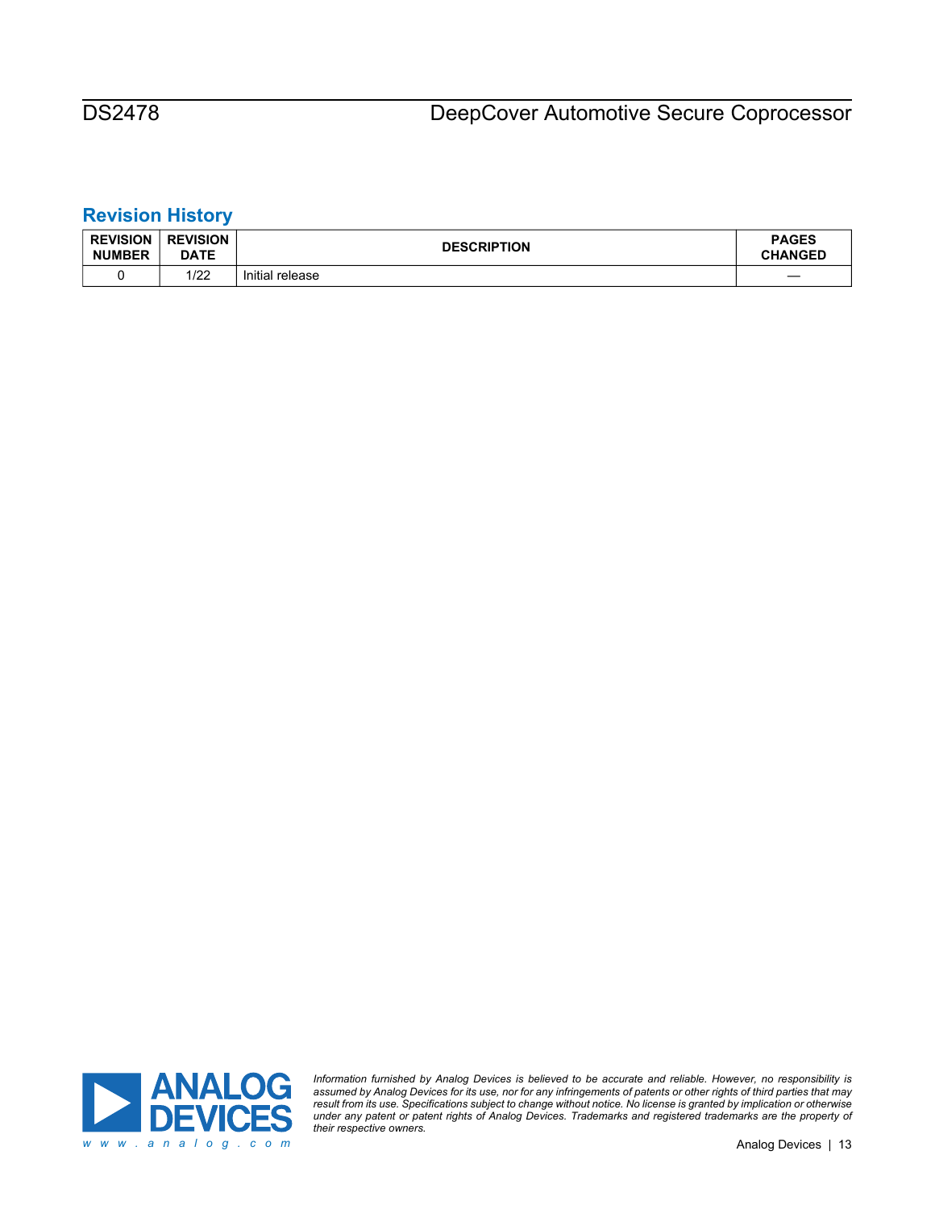## Revision History

| REVISION NUMBER | REVISION DATE | DESCRIPTION | PAGES CHANGED |
|---|---|---|---|
| 0 | 1/22 | Initial release | — |

*Information furnished by Analog Devices is believed to be accurate and reliable. However, no responsibility is assumed by Analog Devices for its use, nor for any infringements of patents or other rights of third parties that may result from its use. Specifications subject to change without notice. No license is granted by implication or otherwise under any patent or patent rights of Analog Devices. Trademarks and registered trademarks are the property of their respective owners.*